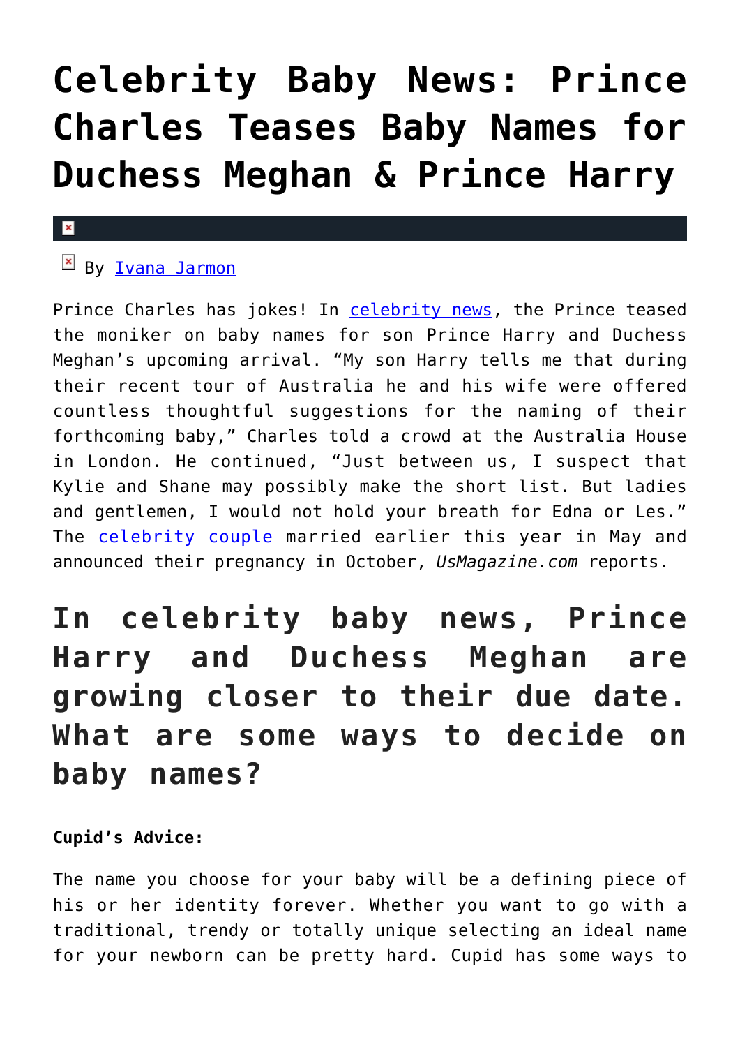# Celebrity Baby News: Prince Charles Teases Baby Names for Duchess Meghan & Prince Harry

By Ivana Jarmon

Prince Charles has jokes! In celebrity news, the Prince teased the moniker on baby names for son Prince Harry and Duchess Meghan's upcoming arrival. "My son Harry tells me that during their recent tour of Australia he and his wife were offered countless thoughtful suggestions for the naming of their forthcoming baby," Charles told a crowd at the Australia House in London. He continued, "Just between us, I suspect that Kylie and Shane may possibly make the short list. But ladies and gentlemen, I would not hold your breath for Edna or Les." The celebrity couple married earlier this year in May and announced their pregnancy in October, *UsMagazine.com* reports.

## In celebrity baby news, Prince Harry and Duchess Meghan are growing closer to their due date. What are some ways to decide on baby names?

**Cupid's Advice:**

The name you choose for your baby will be a defining piece of his or her identity forever. Whether you want to go with a traditional, trendy or totally unique selecting an ideal name for your newborn can be pretty hard. Cupid has some ways to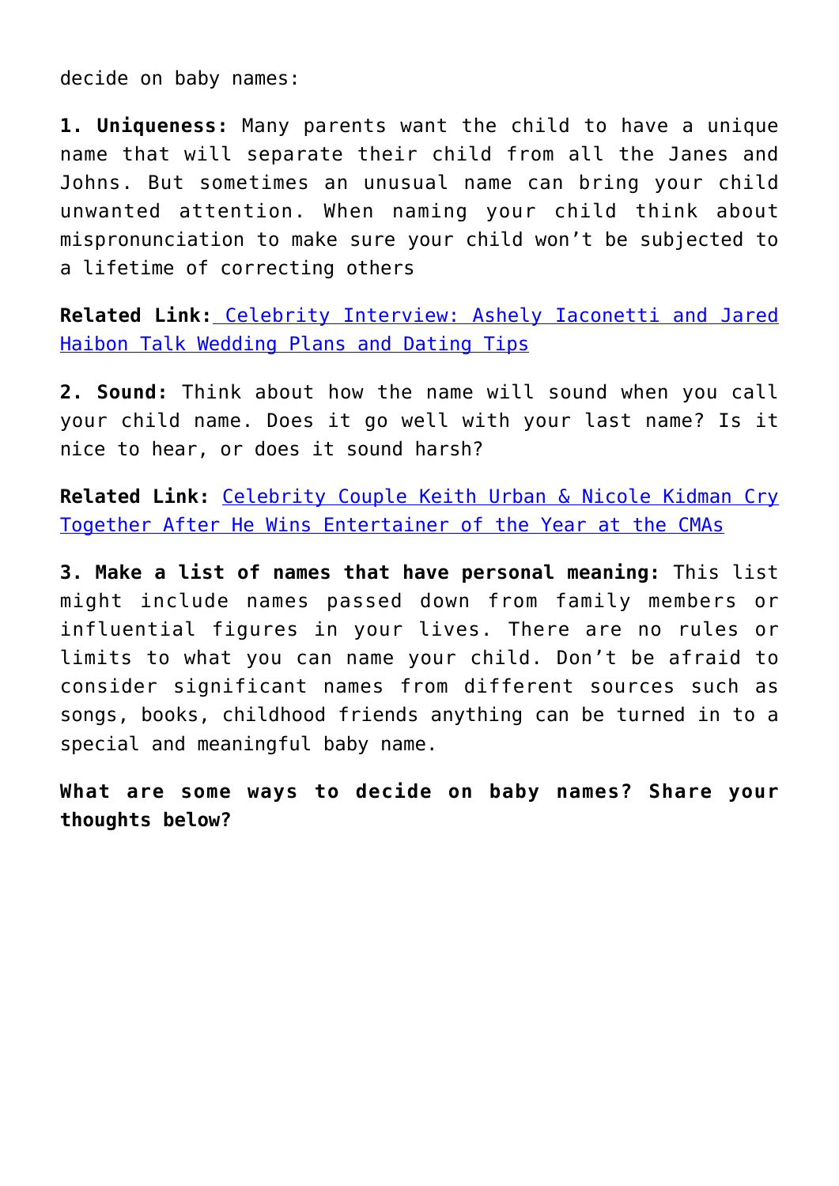decide on baby names:

**1. Uniqueness:** Many parents want the child to have a unique name that will separate their child from all the Janes and Johns. But sometimes an unusual name can bring your child unwanted attention. When naming your child think about mispronunciation to make sure your child won't be subjected to a lifetime of correcting others

**Related Link:** [Celebrity Interview: Ashely Iaconetti and Jared Haibon Talk Wedding Plans and Dating Tips]()

**2. Sound:** Think about how the name will sound when you call your child name. Does it go well with your last name? Is it nice to hear, or does it sound harsh?

**Related Link:** [Celebrity Couple Keith Urban & Nicole Kidman Cry Together After He Wins Entertainer of the Year at the CMAs]()

**3. Make a list of names that have personal meaning:** This list might include names passed down from family members or influential figures in your lives. There are no rules or limits to what you can name your child. Don't be afraid to consider significant names from different sources such as songs, books, childhood friends anything can be turned in to a special and meaningful baby name.

**What are some ways to decide on baby names? Share your thoughts below?**